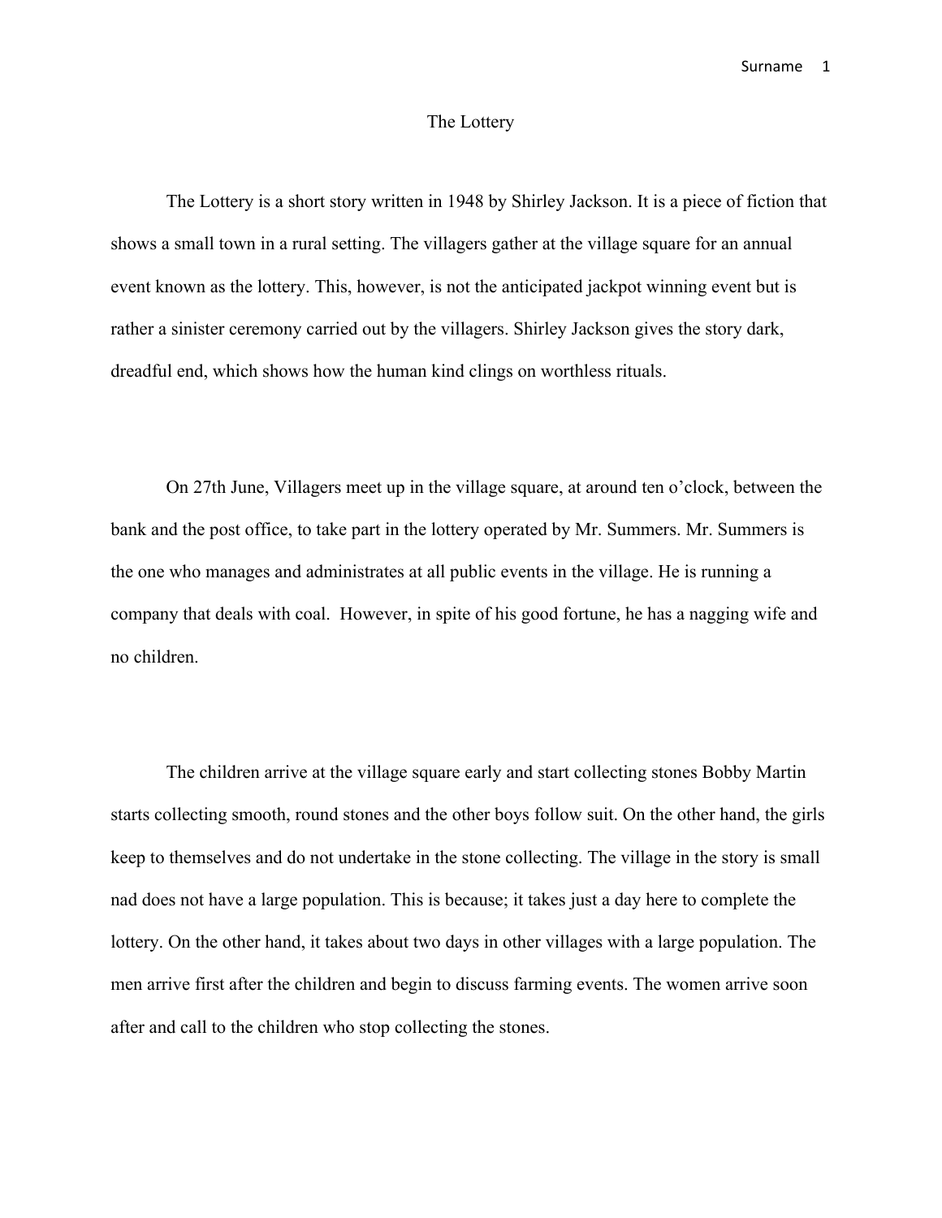# The Lottery

The Lottery is a short story written in 1948 by Shirley Jackson. It is a piece of fiction that shows a small town in a rural setting. The villagers gather at the village square for an annual event known as the lottery. This, however, is not the anticipated jackpot winning event but is rather a sinister ceremony carried out by the villagers. Shirley Jackson gives the story dark, dreadful end, which shows how the human kind clings on worthless rituals.

On 27th June, Villagers meet up in the village square, at around ten o'clock, between the bank and the post office, to take part in the lottery operated by Mr. Summers. Mr. Summers is the one who manages and administrates at all public events in the village. He is running a company that deals with coal. However, in spite of his good fortune, he has a nagging wife and no children.

The children arrive at the village square early and start collecting stones Bobby Martin starts collecting smooth, round stones and the other boys follow suit. On the other hand, the girls keep to themselves and do not undertake in the stone collecting. The village in the story is small nad does not have a large population. This is because; it takes just a day here to complete the lottery. On the other hand, it takes about two days in other villages with a large population. The men arrive first after the children and begin to discuss farming events. The women arrive soon after and call to the children who stop collecting the stones.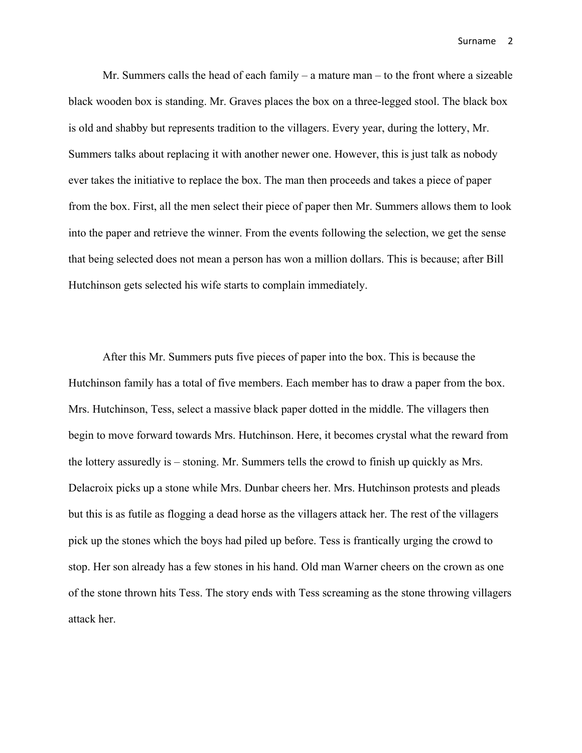Mr. Summers calls the head of each family – a mature man – to the front where a sizeable black wooden box is standing. Mr. Graves places the box on a three-legged stool. The black box is old and shabby but represents tradition to the villagers. Every year, during the lottery, Mr. Summers talks about replacing it with another newer one. However, this is just talk as nobody ever takes the initiative to replace the box. The man then proceeds and takes a piece of paper from the box. First, all the men select their piece of paper then Mr. Summers allows them to look into the paper and retrieve the winner. From the events following the selection, we get the sense that being selected does not mean a person has won a million dollars. This is because; after Bill Hutchinson gets selected his wife starts to complain immediately.

After this Mr. Summers puts five pieces of paper into the box. This is because the Hutchinson family has a total of five members. Each member has to draw a paper from the box. Mrs. Hutchinson, Tess, select a massive black paper dotted in the middle. The villagers then begin to move forward towards Mrs. Hutchinson. Here, it becomes crystal what the reward from the lottery assuredly is – stoning. Mr. Summers tells the crowd to finish up quickly as Mrs. Delacroix picks up a stone while Mrs. Dunbar cheers her. Mrs. Hutchinson protests and pleads but this is as futile as flogging a dead horse as the villagers attack her. The rest of the villagers pick up the stones which the boys had piled up before. Tess is frantically urging the crowd to stop. Her son already has a few stones in his hand. Old man Warner cheers on the crown as one of the stone thrown hits Tess. The story ends with Tess screaming as the stone throwing villagers attack her.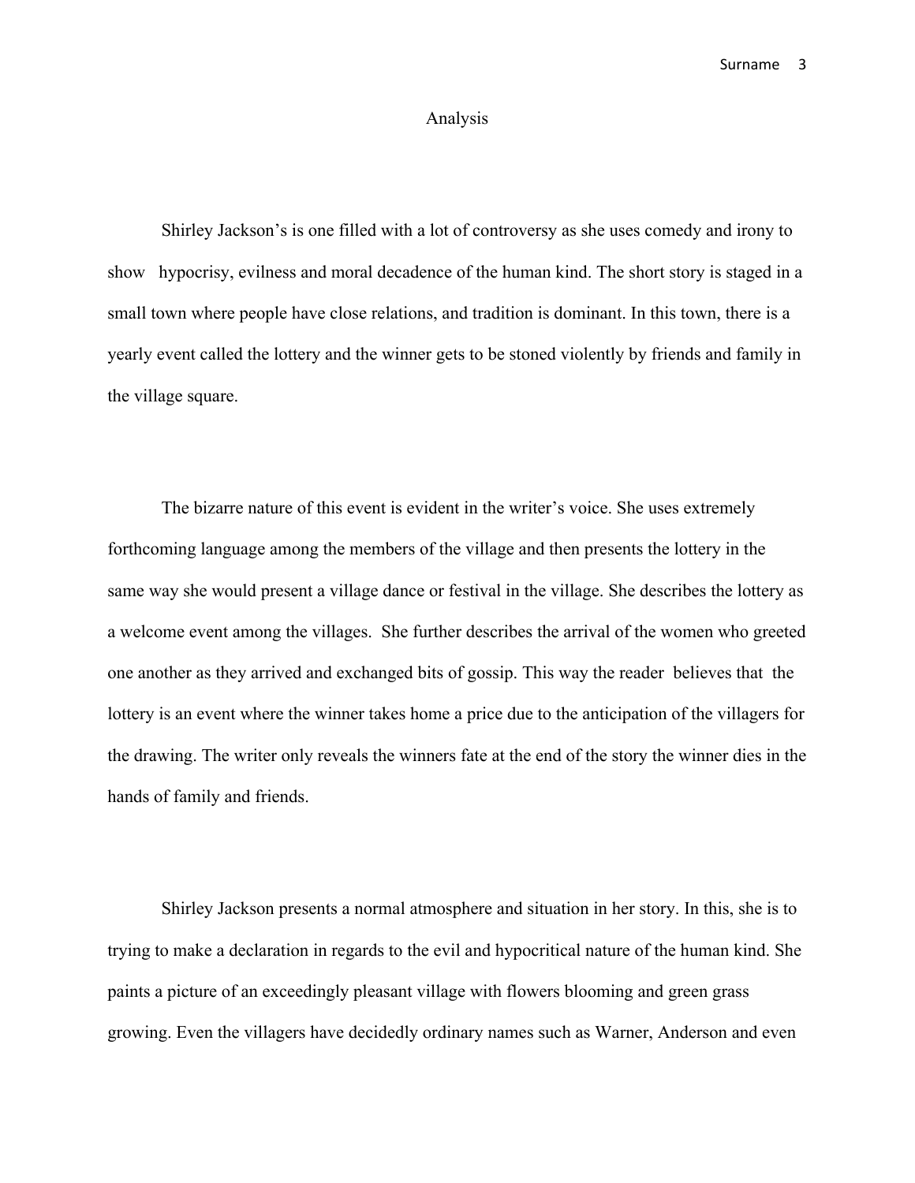# Analysis

Shirley Jackson's is one filled with a lot of controversy as she uses comedy and irony to show hypocrisy, evilness and moral decadence of the human kind. The short story is staged in a small town where people have close relations, and tradition is dominant. In this town, there is a yearly event called the lottery and the winner gets to be stoned violently by friends and family in the village square.

The bizarre nature of this event is evident in the writer's voice. She uses extremely forthcoming language among the members of the village and then presents the lottery in the same way she would present a village dance or festival in the village. She describes the lottery as a welcome event among the villages. She further describes the arrival of the women who greeted one another as they arrived and exchanged bits of gossip. This way the reader believes that the lottery is an event where the winner takes home a price due to the anticipation of the villagers for the drawing. The writer only reveals the winners fate at the end of the story the winner dies in the hands of family and friends.

Shirley Jackson presents a normal atmosphere and situation in her story. In this, she is to trying to make a declaration in regards to the evil and hypocritical nature of the human kind. She paints a picture of an exceedingly pleasant village with flowers blooming and green grass growing. Even the villagers have decidedly ordinary names such as Warner, Anderson and even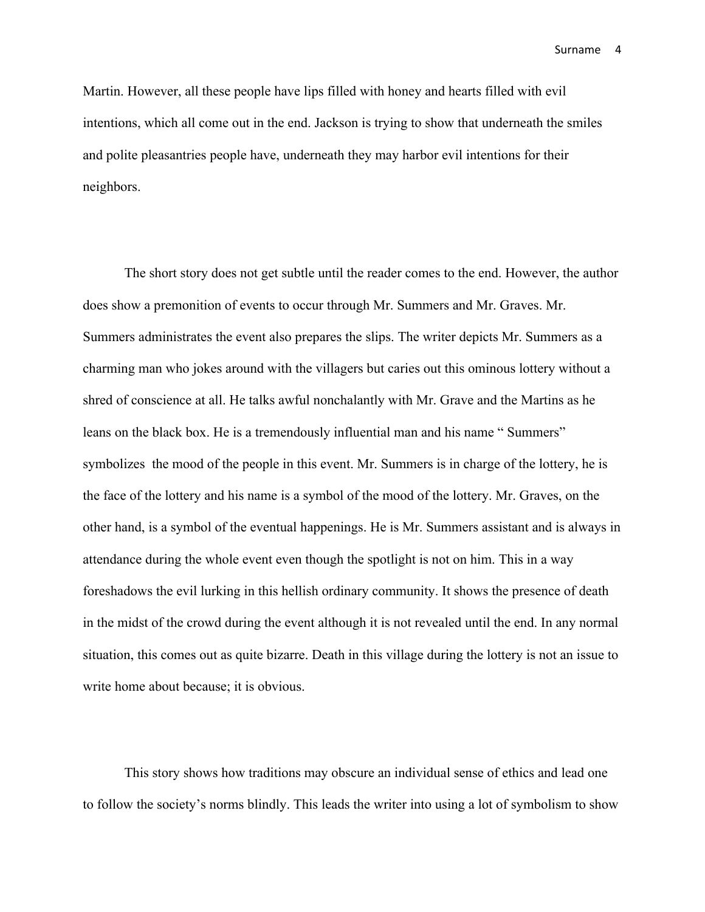Martin. However, all these people have lips filled with honey and hearts filled with evil intentions, which all come out in the end. Jackson is trying to show that underneath the smiles and polite pleasantries people have, underneath they may harbor evil intentions for their neighbors.

The short story does not get subtle until the reader comes to the end. However, the author does show a premonition of events to occur through Mr. Summers and Mr. Graves. Mr. Summers administrates the event also prepares the slips. The writer depicts Mr. Summers as a charming man who jokes around with the villagers but caries out this ominous lottery without a shred of conscience at all. He talks awful nonchalantly with Mr. Grave and the Martins as he leans on the black box. He is a tremendously influential man and his name " Summers" symbolizes the mood of the people in this event. Mr. Summers is in charge of the lottery, he is the face of the lottery and his name is a symbol of the mood of the lottery. Mr. Graves, on the other hand, is a symbol of the eventual happenings. He is Mr. Summers assistant and is always in attendance during the whole event even though the spotlight is not on him. This in a way foreshadows the evil lurking in this hellish ordinary community. It shows the presence of death in the midst of the crowd during the event although it is not revealed until the end. In any normal situation, this comes out as quite bizarre. Death in this village during the lottery is not an issue to write home about because; it is obvious.

This story shows how traditions may obscure an individual sense of ethics and lead one to follow the society's norms blindly. This leads the writer into using a lot of symbolism to show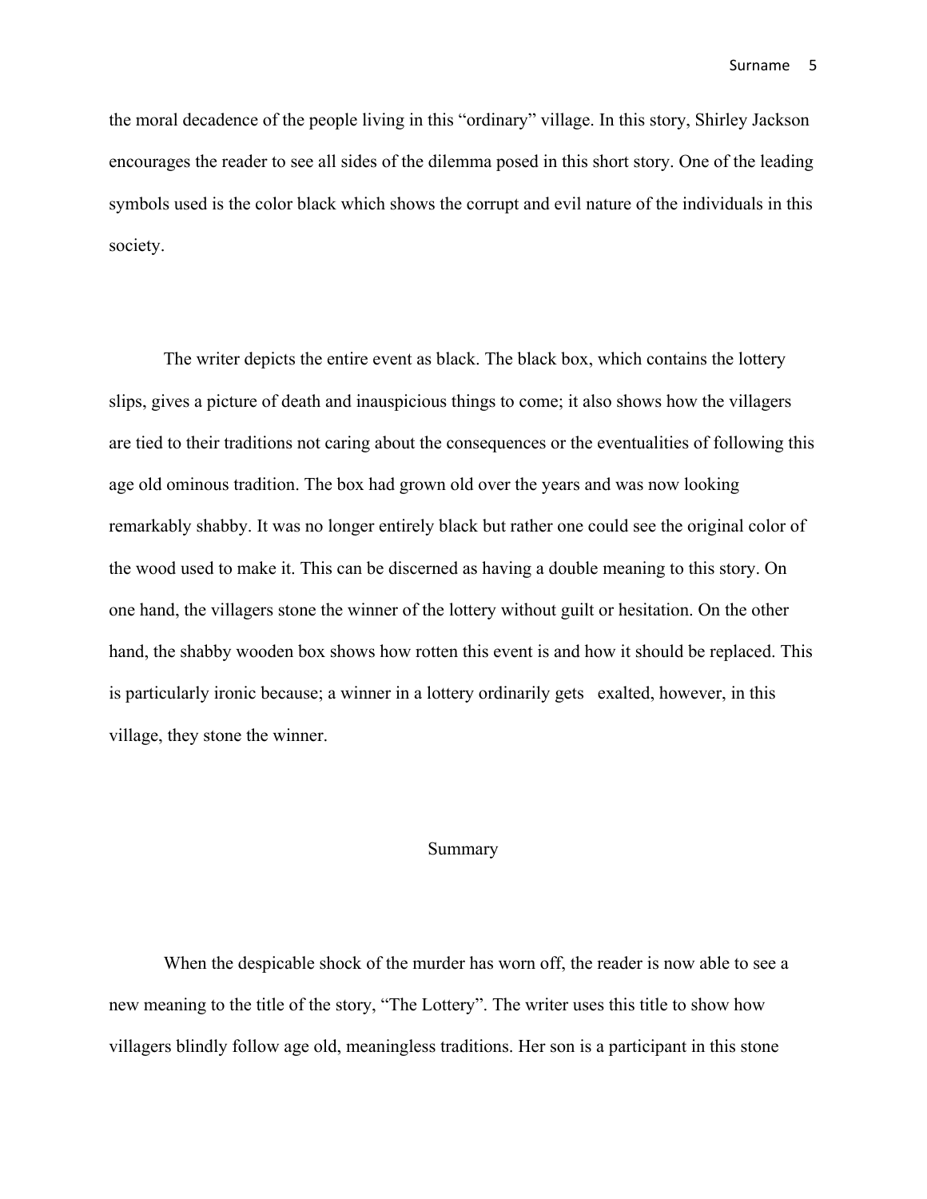the moral decadence of the people living in this “ordinary” village. In this story, Shirley Jackson encourages the reader to see all sides of the dilemma posed in this short story. One of the leading symbols used is the color black which shows the corrupt and evil nature of the individuals in this society.

The writer depicts the entire event as black. The black box, which contains the lottery slips, gives a picture of death and inauspicious things to come; it also shows how the villagers are tied to their traditions not caring about the consequences or the eventualities of following this age old ominous tradition. The box had grown old over the years and was now looking remarkably shabby. It was no longer entirely black but rather one could see the original color of the wood used to make it. This can be discerned as having a double meaning to this story. On one hand, the villagers stone the winner of the lottery without guilt or hesitation. On the other hand, the shabby wooden box shows how rotten this event is and how it should be replaced. This is particularly ironic because; a winner in a lottery ordinarily gets exalted, however, in this village, they stone the winner.

## Summary

When the despicable shock of the murder has worn off, the reader is now able to see a new meaning to the title of the story, “The Lottery”. The writer uses this title to show how villagers blindly follow age old, meaningless traditions. Her son is a participant in this stone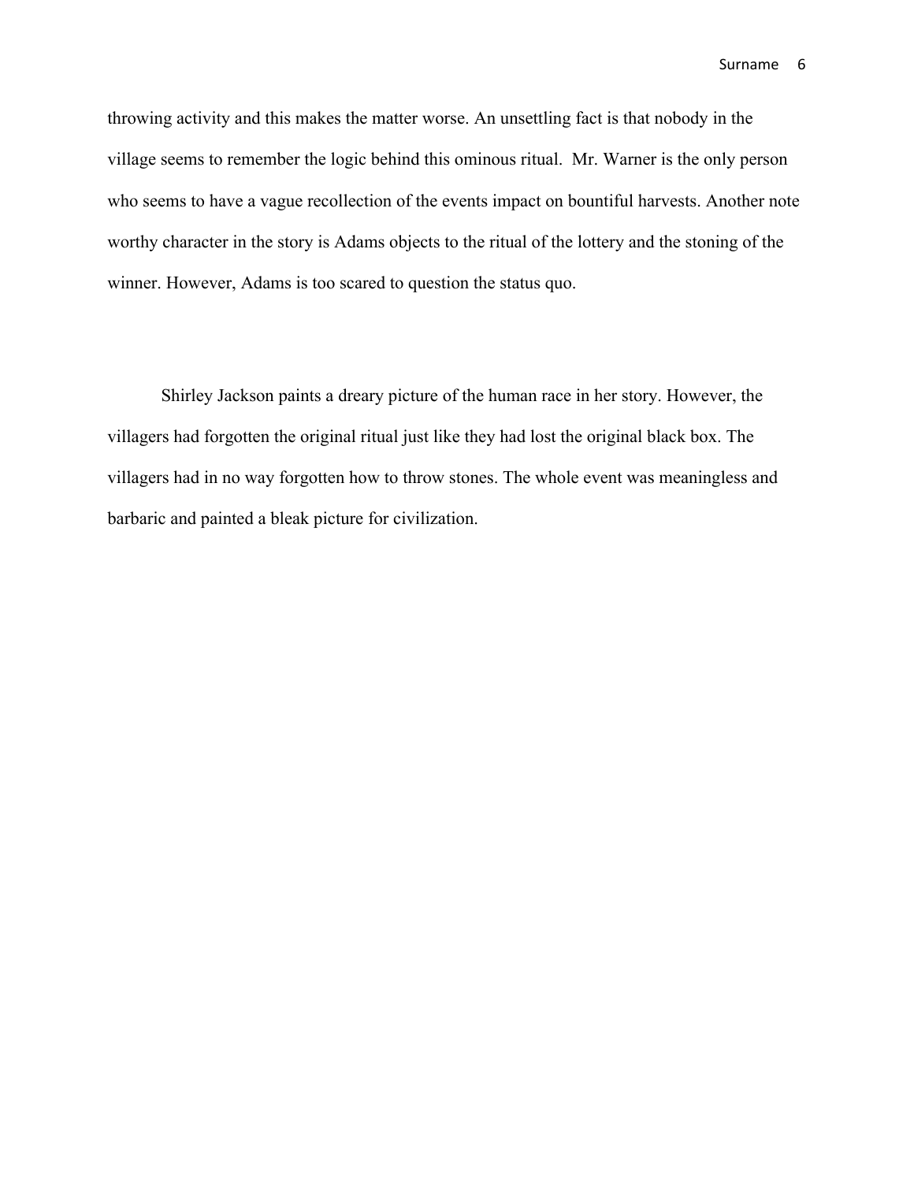throwing activity and this makes the matter worse. An unsettling fact is that nobody in the village seems to remember the logic behind this ominous ritual.  Mr. Warner is the only person who seems to have a vague recollection of the events impact on bountiful harvests. Another note worthy character in the story is Adams objects to the ritual of the lottery and the stoning of the winner. However, Adams is too scared to question the status quo.

Shirley Jackson paints a dreary picture of the human race in her story. However, the villagers had forgotten the original ritual just like they had lost the original black box. The villagers had in no way forgotten how to throw stones. The whole event was meaningless and barbaric and painted a bleak picture for civilization.